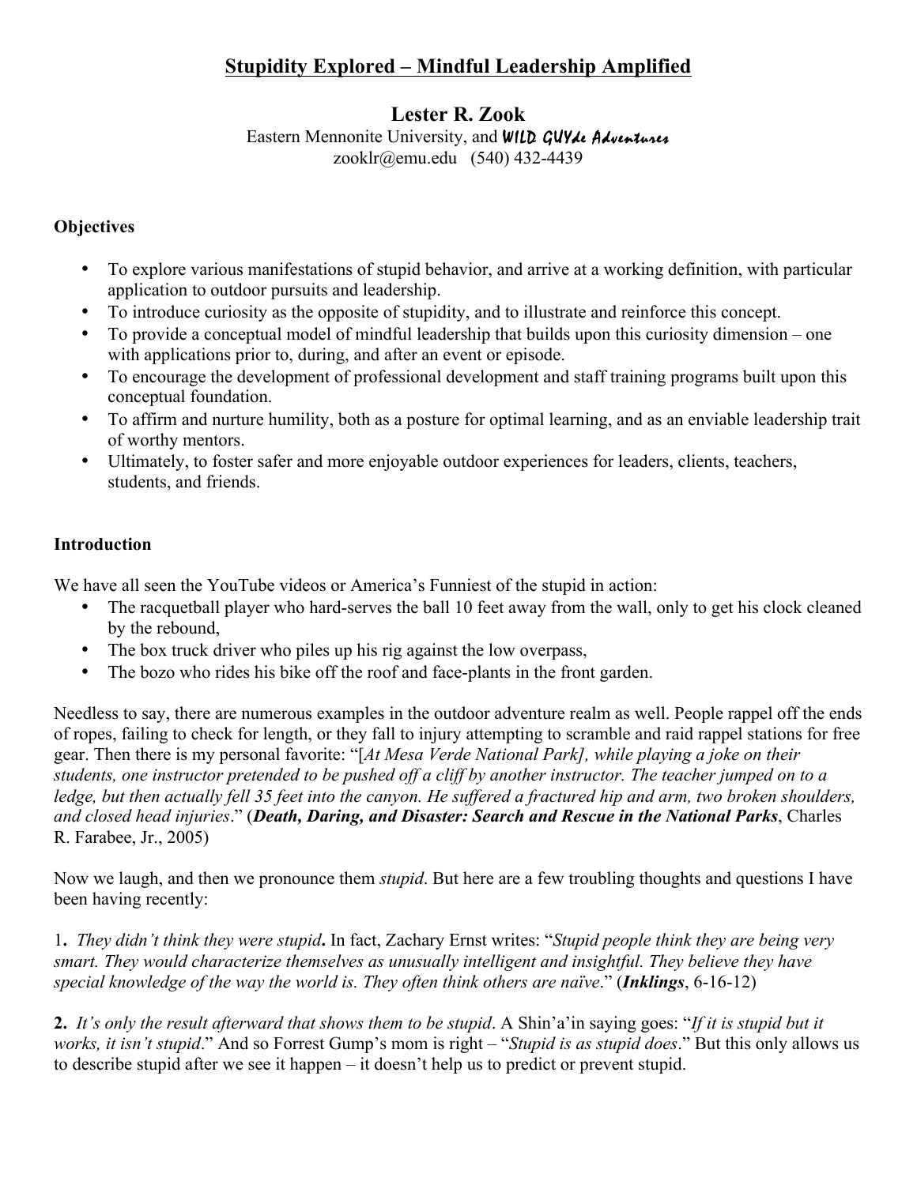# Stupidity Explored – Mindful Leadership Amplified

**Lester R. Zook**

Eastern Mennonite University, and WILD GUYde Adventures

zooklr@emu.edu (540) 432-4439

**Objectives**

- To explore various manifestations of stupid behavior, and arrive at a working definition, with particular application to outdoor pursuits and leadership.
- To introduce curiosity as the opposite of stupidity, and to illustrate and reinforce this concept.
- To provide a conceptual model of mindful leadership that builds upon this curiosity dimension – one with applications prior to, during, and after an event or episode.
- To encourage the development of professional development and staff training programs built upon this conceptual foundation.
- To affirm and nurture humility, both as a posture for optimal learning, and as an enviable leadership trait of worthy mentors.
- Ultimately, to foster safer and more enjoyable outdoor experiences for leaders, clients, teachers, students, and friends.

**Introduction**

We have all seen the YouTube videos or America's Funniest of the stupid in action:

- The racquetball player who hard-serves the ball 10 feet away from the wall, only to get his clock cleaned by the rebound,
- The box truck driver who piles up his rig against the low overpass,
- The bozo who rides his bike off the roof and face-plants in the front garden.

Needless to say, there are numerous examples in the outdoor adventure realm as well. People rappel off the ends of ropes, failing to check for length, or they fall to injury attempting to scramble and raid rappel stations for free gear. Then there is my personal favorite: "*[At Mesa Verde National Park], while playing a joke on their students, one instructor pretended to be pushed off a cliff by another instructor. The teacher jumped on to a ledge, but then actually fell 35 feet into the canyon. He suffered a fractured hip and arm, two broken shoulders, and closed head injuries*." (***Death, Daring, and Disaster: Search and Rescue in the National Parks***, Charles R. Farabee, Jr., 2005)

Now we laugh, and then we pronounce them *stupid*. But here are a few troubling thoughts and questions I have been having recently:

1**.** ***They didn't think they were stupid*.** In fact, Zachary Ernst writes: "*Stupid people think they are being very smart. They would characterize themselves as unusually intelligent and insightful. They believe they have special knowledge of the way the world is. They often think others are naïve*." (***Inklings***, 6-16-12)

**2.** *It's only the result afterward that shows them to be stupid*. A Shin'a'in saying goes: "*If it is stupid but it works, it isn't stupid*." And so Forrest Gump's mom is right – "*Stupid is as stupid does*." But this only allows us to describe stupid after we see it happen – it doesn't help us to predict or prevent stupid.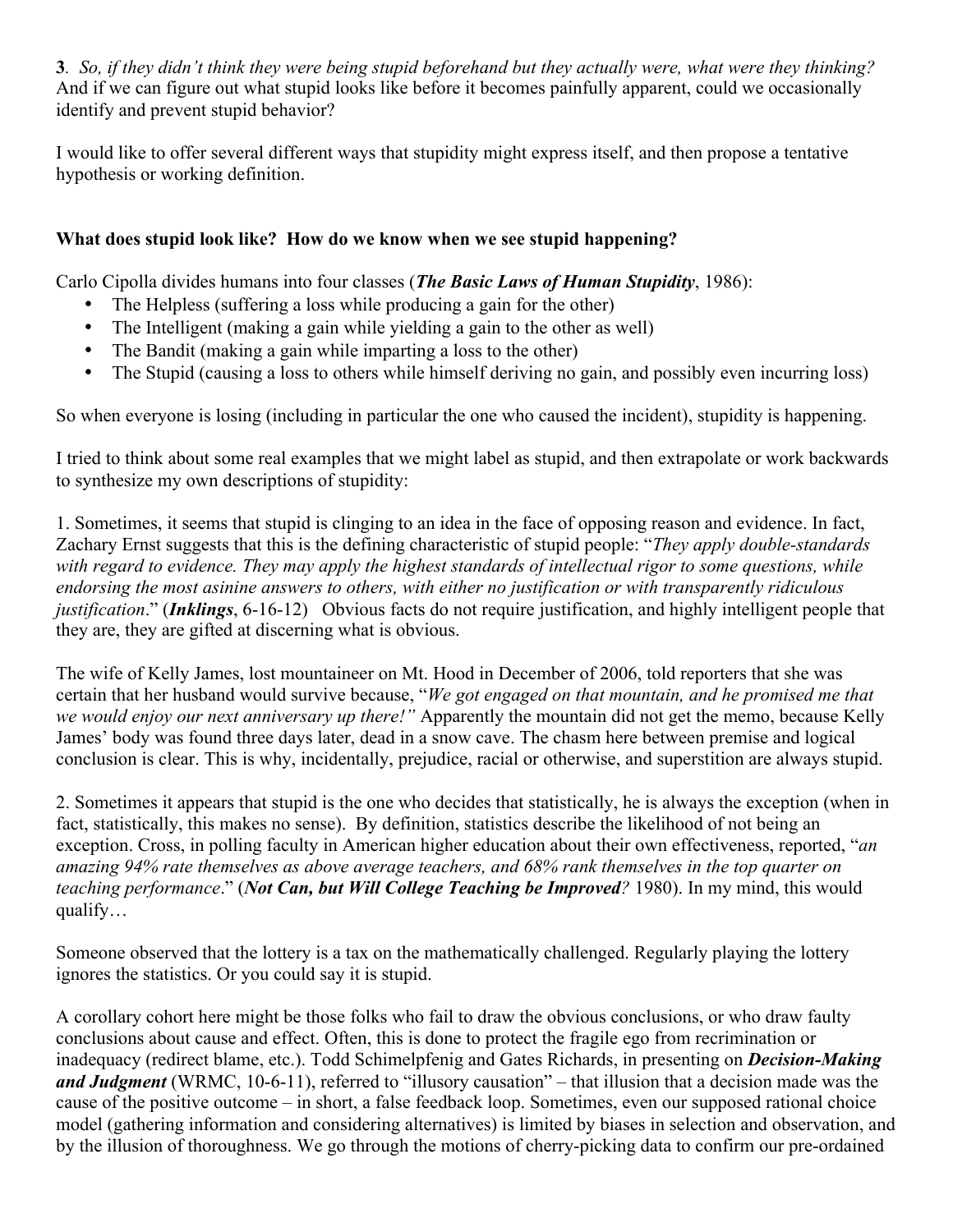**3**. *So, if they didn't think they were being stupid beforehand but they actually were, what were they thinking?* And if we can figure out what stupid looks like before it becomes painfully apparent, could we occasionally identify and prevent stupid behavior?

I would like to offer several different ways that stupidity might express itself, and then propose a tentative hypothesis or working definition.

**What does stupid look like? How do we know when we see stupid happening?**

Carlo Cipolla divides humans into four classes (***The Basic Laws of Human Stupidity***, 1986):

- The Helpless (suffering a loss while producing a gain for the other)
- The Intelligent (making a gain while yielding a gain to the other as well)
- The Bandit (making a gain while imparting a loss to the other)
- The Stupid (causing a loss to others while himself deriving no gain, and possibly even incurring loss)

So when everyone is losing (including in particular the one who caused the incident), stupidity is happening.

I tried to think about some real examples that we might label as stupid, and then extrapolate or work backwards to synthesize my own descriptions of stupidity:

1. Sometimes, it seems that stupid is clinging to an idea in the face of opposing reason and evidence. In fact, Zachary Ernst suggests that this is the defining characteristic of stupid people: "*They apply double-standards with regard to evidence. They may apply the highest standards of intellectual rigor to some questions, while endorsing the most asinine answers to others, with either no justification or with transparently ridiculous justification*." (***Inklings***, 6-16-12) Obvious facts do not require justification, and highly intelligent people that they are, they are gifted at discerning what is obvious.

The wife of Kelly James, lost mountaineer on Mt. Hood in December of 2006, told reporters that she was certain that her husband would survive because, "*We got engaged on that mountain, and he promised me that we would enjoy our next anniversary up there!"* Apparently the mountain did not get the memo, because Kelly James' body was found three days later, dead in a snow cave. The chasm here between premise and logical conclusion is clear. This is why, incidentally, prejudice, racial or otherwise, and superstition are always stupid.

2. Sometimes it appears that stupid is the one who decides that statistically, he is always the exception (when in fact, statistically, this makes no sense). By definition, statistics describe the likelihood of not being an exception. Cross, in polling faculty in American higher education about their own effectiveness, reported, "*an amazing 94% rate themselves as above average teachers, and 68% rank themselves in the top quarter on teaching performance*." (***Not Can, but Will College Teaching be Improved****?* 1980). In my mind, this would qualify…

Someone observed that the lottery is a tax on the mathematically challenged. Regularly playing the lottery ignores the statistics. Or you could say it is stupid.

A corollary cohort here might be those folks who fail to draw the obvious conclusions, or who draw faulty conclusions about cause and effect. Often, this is done to protect the fragile ego from recrimination or inadequacy (redirect blame, etc.). Todd Schimelpfenig and Gates Richards, in presenting on ***Decision-Making and Judgment*** (WRMC, 10-6-11), referred to "illusory causation" – that illusion that a decision made was the cause of the positive outcome – in short, a false feedback loop. Sometimes, even our supposed rational choice model (gathering information and considering alternatives) is limited by biases in selection and observation, and by the illusion of thoroughness. We go through the motions of cherry-picking data to confirm our pre-ordained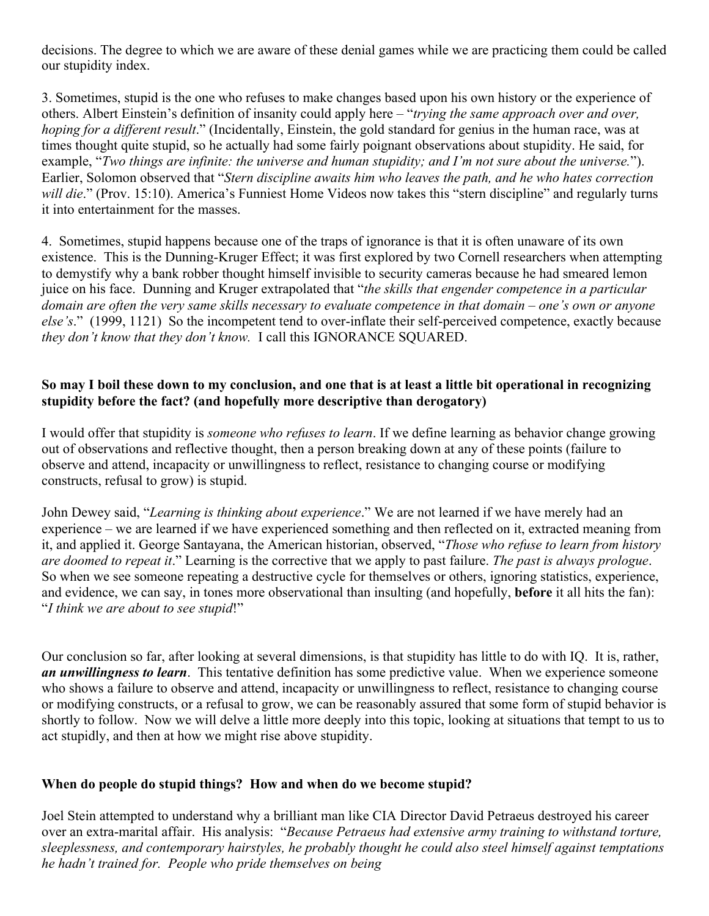decisions. The degree to which we are aware of these denial games while we are practicing them could be called our stupidity index.

3. Sometimes, stupid is the one who refuses to make changes based upon his own history or the experience of others. Albert Einstein's definition of insanity could apply here – "*trying the same approach over and over, hoping for a different result*." (Incidentally, Einstein, the gold standard for genius in the human race, was at times thought quite stupid, so he actually had some fairly poignant observations about stupidity. He said, for example, "*Two things are infinite: the universe and human stupidity; and I'm not sure about the universe.*"). Earlier, Solomon observed that "*Stern discipline awaits him who leaves the path, and he who hates correction will die*." (Prov. 15:10). America's Funniest Home Videos now takes this "stern discipline" and regularly turns it into entertainment for the masses.

4. Sometimes, stupid happens because one of the traps of ignorance is that it is often unaware of its own existence. This is the Dunning-Kruger Effect; it was first explored by two Cornell researchers when attempting to demystify why a bank robber thought himself invisible to security cameras because he had smeared lemon juice on his face. Dunning and Kruger extrapolated that "*the skills that engender competence in a particular domain are often the very same skills necessary to evaluate competence in that domain – one's own or anyone else's*." (1999, 1121) So the incompetent tend to over-inflate their self-perceived competence, exactly because *they don't know that they don't know.* I call this IGNORANCE SQUARED.

**So may I boil these down to my conclusion, and one that is at least a little bit operational in recognizing stupidity before the fact? (and hopefully more descriptive than derogatory)**

I would offer that stupidity is *someone who refuses to learn*. If we define learning as behavior change growing out of observations and reflective thought, then a person breaking down at any of these points (failure to observe and attend, incapacity or unwillingness to reflect, resistance to changing course or modifying constructs, refusal to grow) is stupid.

John Dewey said, "*Learning is thinking about experience*." We are not learned if we have merely had an experience – we are learned if we have experienced something and then reflected on it, extracted meaning from it, and applied it. George Santayana, the American historian, observed, "*Those who refuse to learn from history are doomed to repeat it*." Learning is the corrective that we apply to past failure. *The past is always prologue*. So when we see someone repeating a destructive cycle for themselves or others, ignoring statistics, experience, and evidence, we can say, in tones more observational than insulting (and hopefully, **before** it all hits the fan): "*I think we are about to see stupid*!"

Our conclusion so far, after looking at several dimensions, is that stupidity has little to do with IQ. It is, rather, ***an unwillingness to learn***. This tentative definition has some predictive value. When we experience someone who shows a failure to observe and attend, incapacity or unwillingness to reflect, resistance to changing course or modifying constructs, or a refusal to grow, we can be reasonably assured that some form of stupid behavior is shortly to follow. Now we will delve a little more deeply into this topic, looking at situations that tempt to us to act stupidly, and then at how we might rise above stupidity.

**When do people do stupid things? How and when do we become stupid?**

Joel Stein attempted to understand why a brilliant man like CIA Director David Petraeus destroyed his career over an extra-marital affair. His analysis: "*Because Petraeus had extensive army training to withstand torture, sleeplessness, and contemporary hairstyles, he probably thought he could also steel himself against temptations he hadn't trained for. People who pride themselves on being*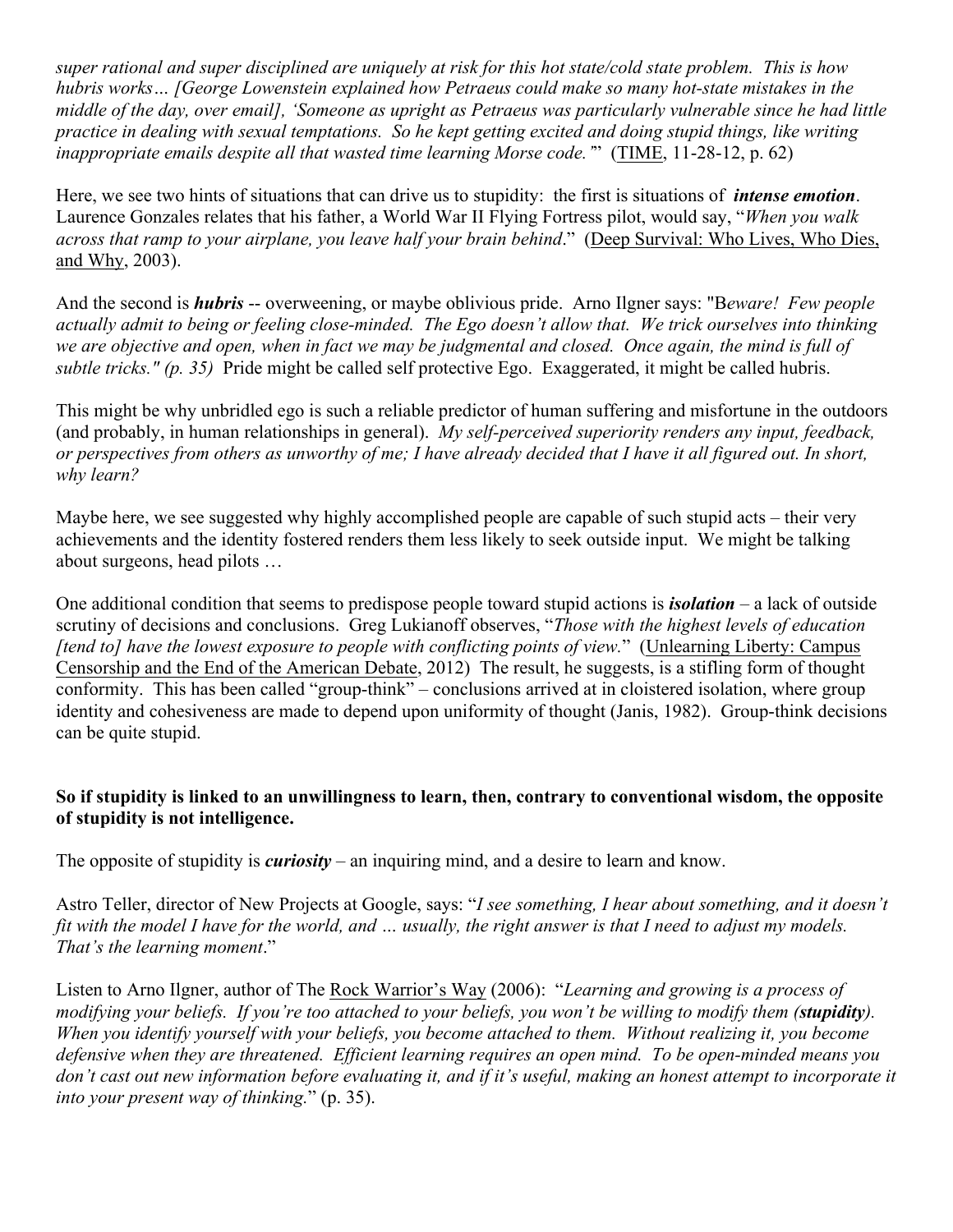*super rational and super disciplined are uniquely at risk for this hot state/cold state problem. This is how hubris works… [George Lowenstein explained how Petraeus could make so many hot-state mistakes in the middle of the day, over email], 'Someone as upright as Petraeus was particularly vulnerable since he had little practice in dealing with sexual temptations. So he kept getting excited and doing stupid things, like writing inappropriate emails despite all that wasted time learning Morse code.'*" (TIME, 11-28-12, p. 62)

Here, we see two hints of situations that can drive us to stupidity: the first is situations of ***intense emotion***. Laurence Gonzales relates that his father, a World War II Flying Fortress pilot, would say, "*When you walk across that ramp to your airplane, you leave half your brain behind*." (Deep Survival: Who Lives, Who Dies, and Why, 2003).

And the second is ***hubris*** -- overweening, or maybe oblivious pride. Arno Ilgner says: "B*eware! Few people actually admit to being or feeling close-minded. The Ego doesn't allow that. We trick ourselves into thinking we are objective and open, when in fact we may be judgmental and closed. Once again, the mind is full of subtle tricks." (p. 35)* Pride might be called self protective Ego. Exaggerated, it might be called hubris.

This might be why unbridled ego is such a reliable predictor of human suffering and misfortune in the outdoors (and probably, in human relationships in general). *My self-perceived superiority renders any input, feedback, or perspectives from others as unworthy of me; I have already decided that I have it all figured out. In short, why learn?*

Maybe here, we see suggested why highly accomplished people are capable of such stupid acts – their very achievements and the identity fostered renders them less likely to seek outside input. We might be talking about surgeons, head pilots …

One additional condition that seems to predispose people toward stupid actions is ***isolation*** – a lack of outside scrutiny of decisions and conclusions. Greg Lukianoff observes, "*Those with the highest levels of education [tend to] have the lowest exposure to people with conflicting points of view.*" (Unlearning Liberty: Campus Censorship and the End of the American Debate, 2012) The result, he suggests, is a stifling form of thought conformity. This has been called "group-think" – conclusions arrived at in cloistered isolation, where group identity and cohesiveness are made to depend upon uniformity of thought (Janis, 1982). Group-think decisions can be quite stupid.

**So if stupidity is linked to an unwillingness to learn, then, contrary to conventional wisdom, the opposite of stupidity is not intelligence.**

The opposite of stupidity is ***curiosity*** – an inquiring mind, and a desire to learn and know.

Astro Teller, director of New Projects at Google, says: "*I see something, I hear about something, and it doesn't fit with the model I have for the world, and … usually, the right answer is that I need to adjust my models. That's the learning moment*."

Listen to Arno Ilgner, author of The Rock Warrior's Way (2006): "*Learning and growing is a process of modifying your beliefs. If you're too attached to your beliefs, you won't be willing to modify them (**stupidity**). When you identify yourself with your beliefs, you become attached to them. Without realizing it, you become defensive when they are threatened. Efficient learning requires an open mind. To be open-minded means you don't cast out new information before evaluating it, and if it's useful, making an honest attempt to incorporate it into your present way of thinking.*" (p. 35).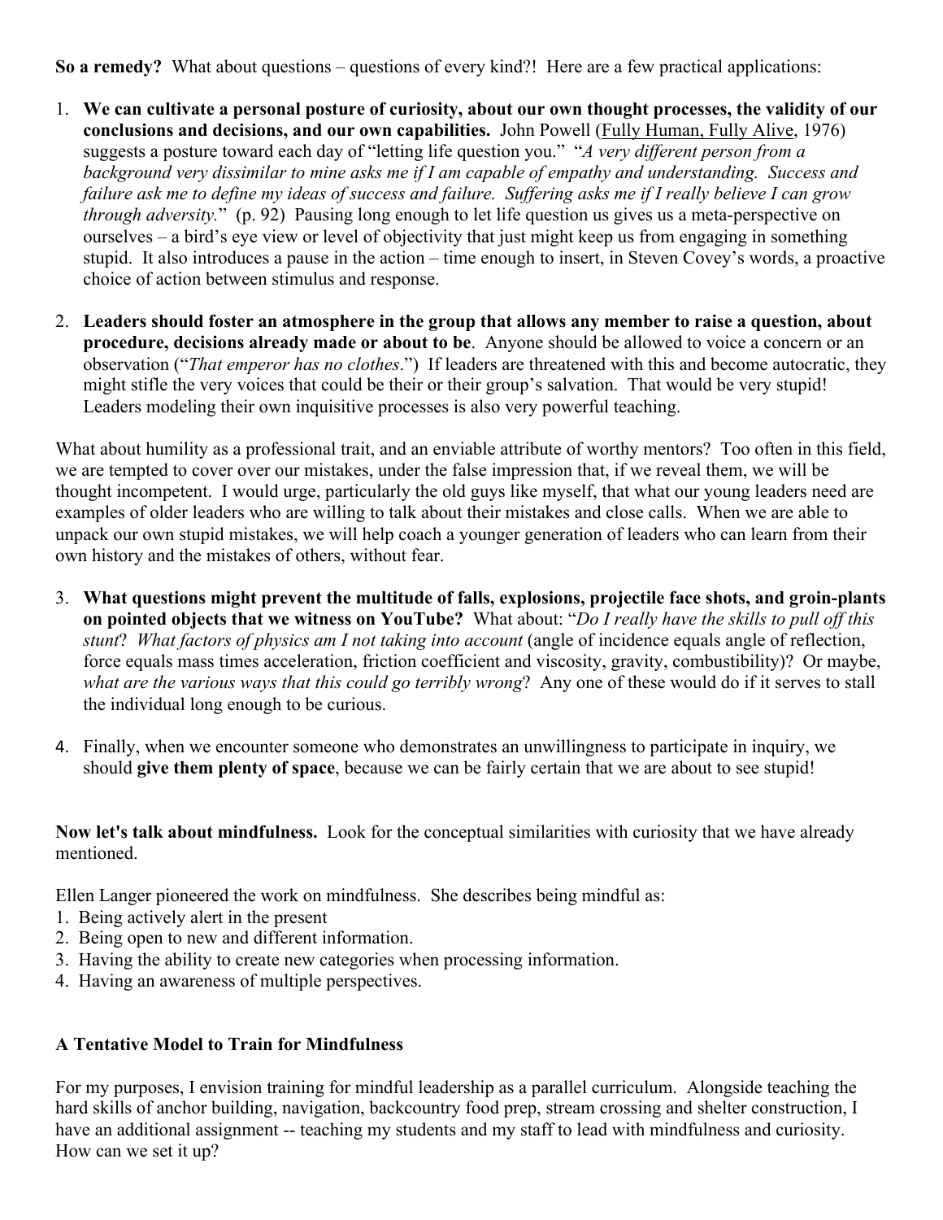**So a remedy?** What about questions – questions of every kind?! Here are a few practical applications:

1. **We can cultivate a personal posture of curiosity, about our own thought processes, the validity of our conclusions and decisions, and our own capabilities.** John Powell (Fully Human, Fully Alive, 1976) suggests a posture toward each day of "letting life question you." "*A very different person from a background very dissimilar to mine asks me if I am capable of empathy and understanding. Success and failure ask me to define my ideas of success and failure. Suffering asks me if I really believe I can grow through adversity.*" (p. 92) Pausing long enough to let life question us gives us a meta-perspective on ourselves – a bird's eye view or level of objectivity that just might keep us from engaging in something stupid. It also introduces a pause in the action – time enough to insert, in Steven Covey's words, a proactive choice of action between stimulus and response.

2. **Leaders should foster an atmosphere in the group that allows any member to raise a question, about procedure, decisions already made or about to be**. Anyone should be allowed to voice a concern or an observation ("*That emperor has no clothes*.") If leaders are threatened with this and become autocratic, they might stifle the very voices that could be their or their group's salvation. That would be very stupid! Leaders modeling their own inquisitive processes is also very powerful teaching.

What about humility as a professional trait, and an enviable attribute of worthy mentors? Too often in this field, we are tempted to cover over our mistakes, under the false impression that, if we reveal them, we will be thought incompetent. I would urge, particularly the old guys like myself, that what our young leaders need are examples of older leaders who are willing to talk about their mistakes and close calls. When we are able to unpack our own stupid mistakes, we will help coach a younger generation of leaders who can learn from their own history and the mistakes of others, without fear.

3. **What questions might prevent the multitude of falls, explosions, projectile face shots, and groin-plants on pointed objects that we witness on YouTube?** What about: "*Do I really have the skills to pull off this stunt*? *What factors of physics am I not taking into account* (angle of incidence equals angle of reflection, force equals mass times acceleration, friction coefficient and viscosity, gravity, combustibility)? Or maybe, *what are the various ways that this could go terribly wrong*? Any one of these would do if it serves to stall the individual long enough to be curious.

4. Finally, when we encounter someone who demonstrates an unwillingness to participate in inquiry, we should **give them plenty of space**, because we can be fairly certain that we are about to see stupid!

**Now let's talk about mindfulness.** Look for the conceptual similarities with curiosity that we have already mentioned.

Ellen Langer pioneered the work on mindfulness. She describes being mindful as:

1. Being actively alert in the present
2. Being open to new and different information.
3. Having the ability to create new categories when processing information.
4. Having an awareness of multiple perspectives.

**A Tentative Model to Train for Mindfulness**

For my purposes, I envision training for mindful leadership as a parallel curriculum. Alongside teaching the hard skills of anchor building, navigation, backcountry food prep, stream crossing and shelter construction, I have an additional assignment -- teaching my students and my staff to lead with mindfulness and curiosity. How can we set it up?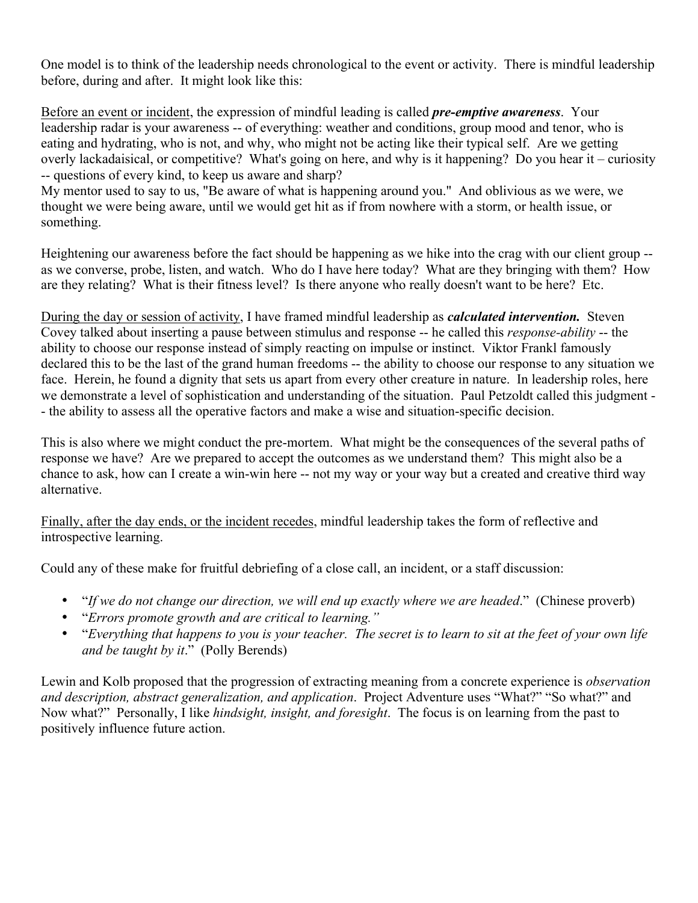One model is to think of the leadership needs chronological to the event or activity. There is mindful leadership before, during and after. It might look like this:

<u>Before an event or incident</u>, the expression of mindful leading is called ***pre-emptive awareness***. Your leadership radar is your awareness -- of everything: weather and conditions, group mood and tenor, who is eating and hydrating, who is not, and why, who might not be acting like their typical self. Are we getting overly lackadaisical, or competitive? What's going on here, and why is it happening? Do you hear it – curiosity -- questions of every kind, to keep us aware and sharp?
My mentor used to say to us, "Be aware of what is happening around you." And oblivious as we were, we thought we were being aware, until we would get hit as if from nowhere with a storm, or health issue, or something.

Heightening our awareness before the fact should be happening as we hike into the crag with our client group -- as we converse, probe, listen, and watch. Who do I have here today? What are they bringing with them? How are they relating? What is their fitness level? Is there anyone who really doesn't want to be here? Etc.

<u>During the day or session of activity</u>, I have framed mindful leadership as ***calculated intervention.*** Steven Covey talked about inserting a pause between stimulus and response -- he called this *response-ability* -- the ability to choose our response instead of simply reacting on impulse or instinct. Viktor Frankl famously declared this to be the last of the grand human freedoms -- the ability to choose our response to any situation we face. Herein, he found a dignity that sets us apart from every other creature in nature. In leadership roles, here we demonstrate a level of sophistication and understanding of the situation. Paul Petzoldt called this judgment -- the ability to assess all the operative factors and make a wise and situation-specific decision.

This is also where we might conduct the pre-mortem. What might be the consequences of the several paths of response we have? Are we prepared to accept the outcomes as we understand them? This might also be a chance to ask, how can I create a win-win here -- not my way or your way but a created and creative third way alternative.

<u>Finally, after the day ends, or the incident recedes</u>, mindful leadership takes the form of reflective and introspective learning.

Could any of these make for fruitful debriefing of a close call, an incident, or a staff discussion:

- "*If we do not change our direction, we will end up exactly where we are headed*." (Chinese proverb)
- "*Errors promote growth and are critical to learning.*"
- "*Everything that happens to you is your teacher. The secret is to learn to sit at the feet of your own life and be taught by it*." (Polly Berends)

Lewin and Kolb proposed that the progression of extracting meaning from a concrete experience is *observation and description, abstract generalization, and application*. Project Adventure uses "What?" "So what?" and Now what?" Personally, I like *hindsight, insight, and foresight*. The focus is on learning from the past to positively influence future action.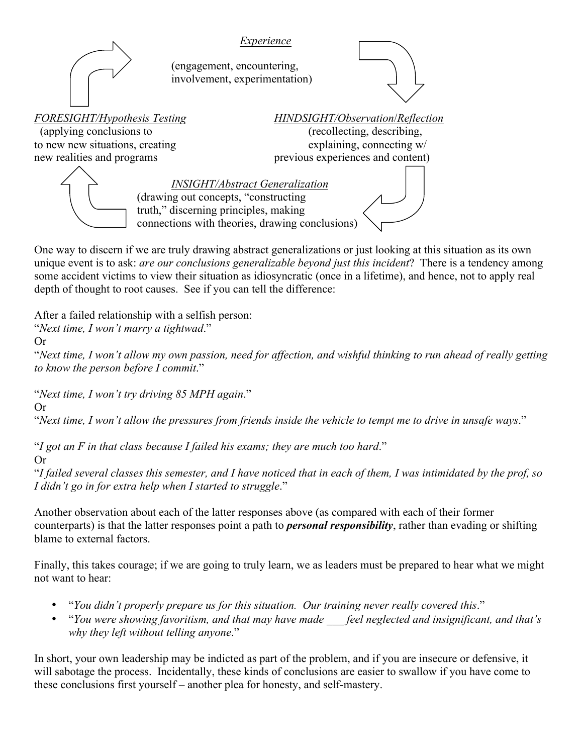*Experience*

(engagement, encountering, involvement, experimentation)

*HINDSIGHT/Observation/Reflection*
(recollecting, describing, explaining, connecting w/ previous experiences and content)

*INSIGHT/Abstract Generalization*
(drawing out concepts, "constructing truth," discerning principles, making connections with theories, drawing conclusions)

*FORESIGHT/Hypothesis Testing*
(applying conclusions to to new new situations, creating new realities and programs

One way to discern if we are truly drawing abstract generalizations or just looking at this situation as its own unique event is to ask: *are our conclusions generalizable beyond just this incident*? There is a tendency among some accident victims to view their situation as idiosyncratic (once in a lifetime), and hence, not to apply real depth of thought to root causes. See if you can tell the difference:

After a failed relationship with a selfish person:
"*Next time, I won't marry a tightwad*."
Or
"*Next time, I won't allow my own passion, need for affection, and wishful thinking to run ahead of really getting to know the person before I commit*."

"*Next time, I won't try driving 85 MPH again*."
Or
"*Next time, I won't allow the pressures from friends inside the vehicle to tempt me to drive in unsafe ways*."

"*I got an F in that class because I failed his exams; they are much too hard*."
Or
"*I failed several classes this semester, and I have noticed that in each of them, I was intimidated by the prof, so I didn't go in for extra help when I started to struggle*."

Another observation about each of the latter responses above (as compared with each of their former counterparts) is that the latter responses point a path to ***personal responsibility***, rather than evading or shifting blame to external factors.

Finally, this takes courage; if we are going to truly learn, we as leaders must be prepared to hear what we might not want to hear:

- "*You didn't properly prepare us for this situation. Our training never really covered this*."
- "*You were showing favoritism, and that may have made ___ feel neglected and insignificant, and that's why they left without telling anyone*."

In short, your own leadership may be indicted as part of the problem, and if you are insecure or defensive, it will sabotage the process. Incidentally, these kinds of conclusions are easier to swallow if you have come to these conclusions first yourself – another plea for honesty, and self-mastery.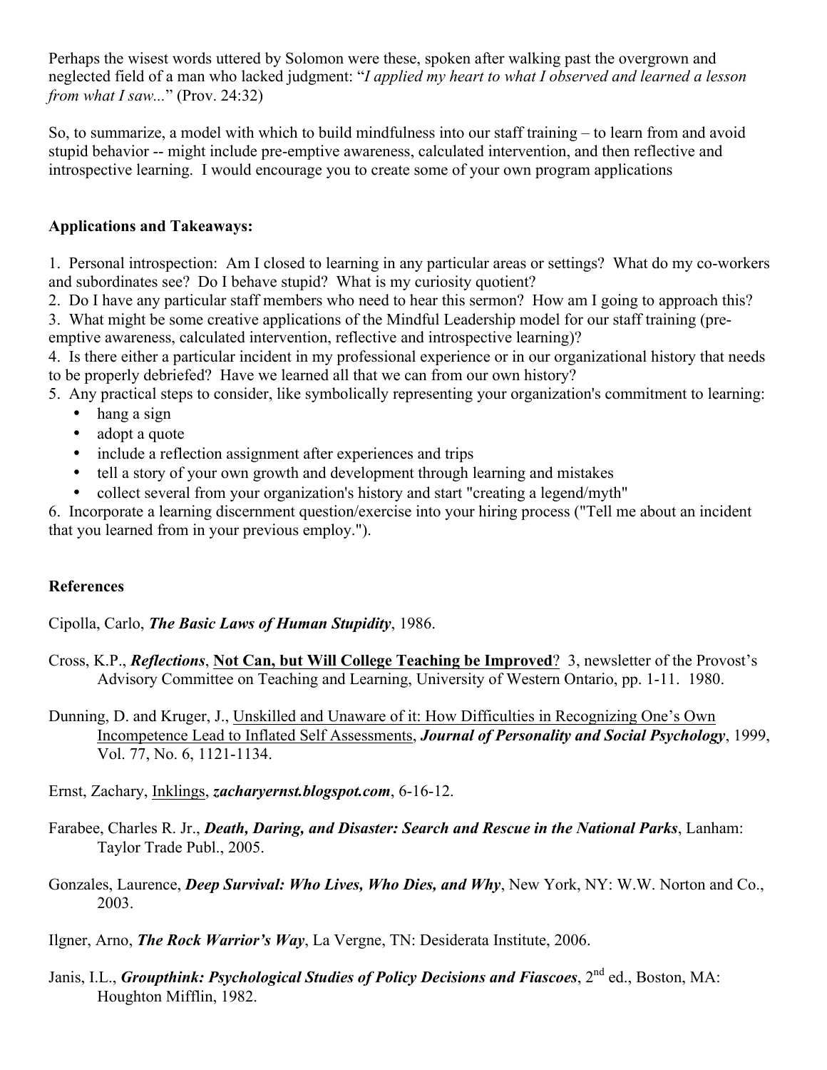Perhaps the wisest words uttered by Solomon were these, spoken after walking past the overgrown and neglected field of a man who lacked judgment: "*I applied my heart to what I observed and learned a lesson from what I saw...*" (Prov. 24:32)

So, to summarize, a model with which to build mindfulness into our staff training – to learn from and avoid stupid behavior -- might include pre-emptive awareness, calculated intervention, and then reflective and introspective learning. I would encourage you to create some of your own program applications

**Applications and Takeaways:**

1. Personal introspection: Am I closed to learning in any particular areas or settings? What do my co-workers and subordinates see? Do I behave stupid? What is my curiosity quotient?
2. Do I have any particular staff members who need to hear this sermon? How am I going to approach this?
3. What might be some creative applications of the Mindful Leadership model for our staff training (pre-emptive awareness, calculated intervention, reflective and introspective learning)?
4. Is there either a particular incident in my professional experience or in our organizational history that needs to be properly debriefed? Have we learned all that we can from our own history?
5. Any practical steps to consider, like symbolically representing your organization's commitment to learning:
    - hang a sign
    - adopt a quote
    - include a reflection assignment after experiences and trips
    - tell a story of your own growth and development through learning and mistakes
    - collect several from your organization's history and start "creating a legend/myth"
6. Incorporate a learning discernment question/exercise into your hiring process ("Tell me about an incident that you learned from in your previous employ.").

**References**

Cipolla, Carlo, ***The Basic Laws of Human Stupidity***, 1986.

Cross, K.P., ***Reflections***, **Not Can, but Will College Teaching be Improved**? 3, newsletter of the Provost's Advisory Committee on Teaching and Learning, University of Western Ontario, pp. 1-11. 1980.

Dunning, D. and Kruger, J., Unskilled and Unaware of it: How Difficulties in Recognizing One's Own Incompetence Lead to Inflated Self Assessments, ***Journal of Personality and Social Psychology***, 1999, Vol. 77, No. 6, 1121-1134.

Ernst, Zachary, Inklings, ***zacharyernst.blogspot.com***, 6-16-12.

Farabee, Charles R. Jr., ***Death, Daring, and Disaster: Search and Rescue in the National Parks***, Lanham: Taylor Trade Publ., 2005.

Gonzales, Laurence, ***Deep Survival: Who Lives, Who Dies, and Why***, New York, NY: W.W. Norton and Co., 2003.

Ilgner, Arno, ***The Rock Warrior's Way***, La Vergne, TN: Desiderata Institute, 2006.

Janis, I.L., ***Groupthink: Psychological Studies of Policy Decisions and Fiascoes***, 2nd ed., Boston, MA: Houghton Mifflin, 1982.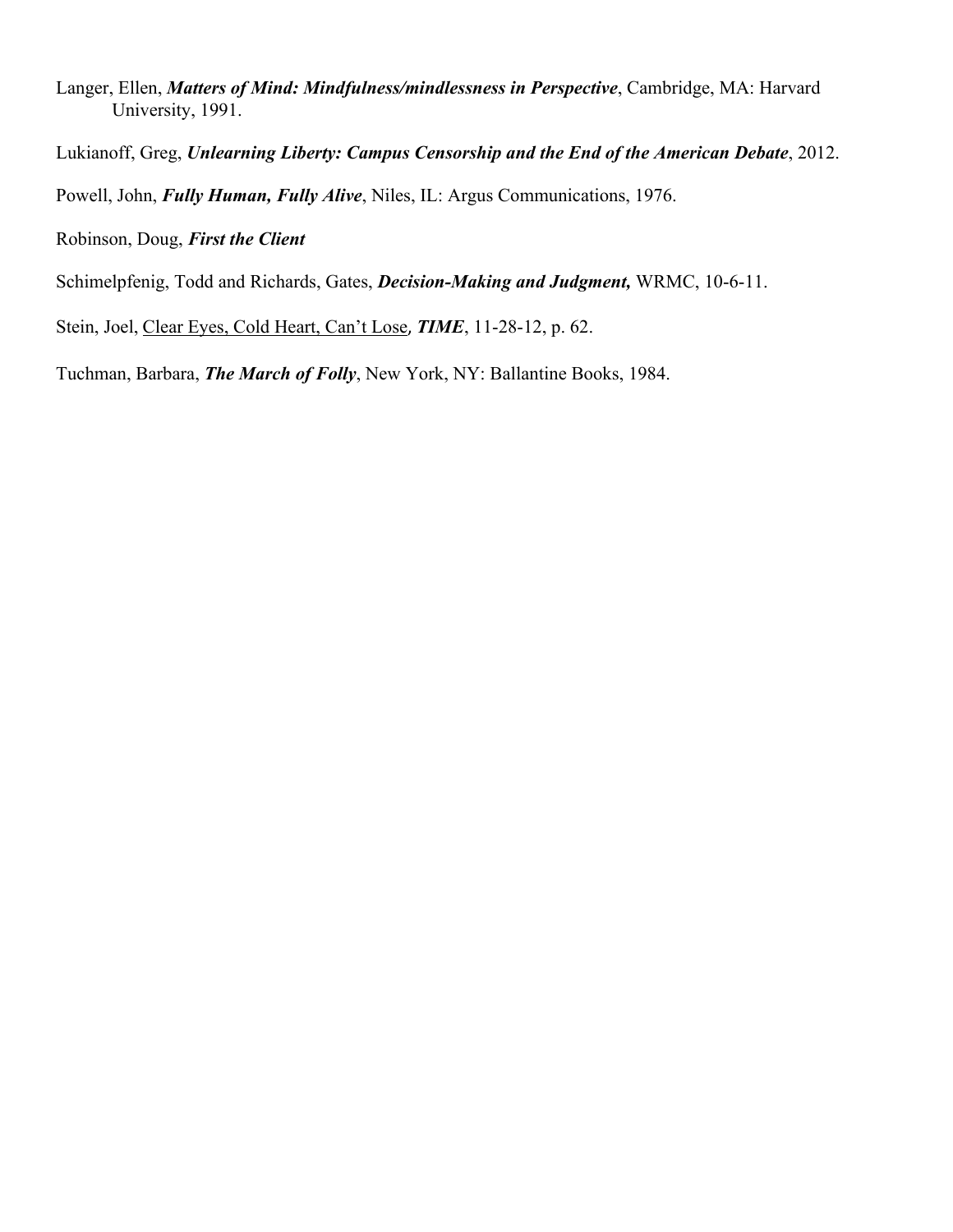Langer, Ellen, ***Matters of Mind: Mindfulness/mindlessness in Perspective***, Cambridge, MA: Harvard University, 1991.

Lukianoff, Greg, ***Unlearning Liberty: Campus Censorship and the End of the American Debate***, 2012.

Powell, John, ***Fully Human, Fully Alive***, Niles, IL: Argus Communications, 1976.

Robinson, Doug, ***First the Client***

Schimelpfenig, Todd and Richards, Gates, ***Decision-Making and Judgment,*** WRMC, 10-6-11.

Stein, Joel, <u>Clear Eyes, Cold Heart, Can't Lose</u>, ***TIME***, 11-28-12, p. 62.

Tuchman, Barbara, ***The March of Folly***, New York, NY: Ballantine Books, 1984.